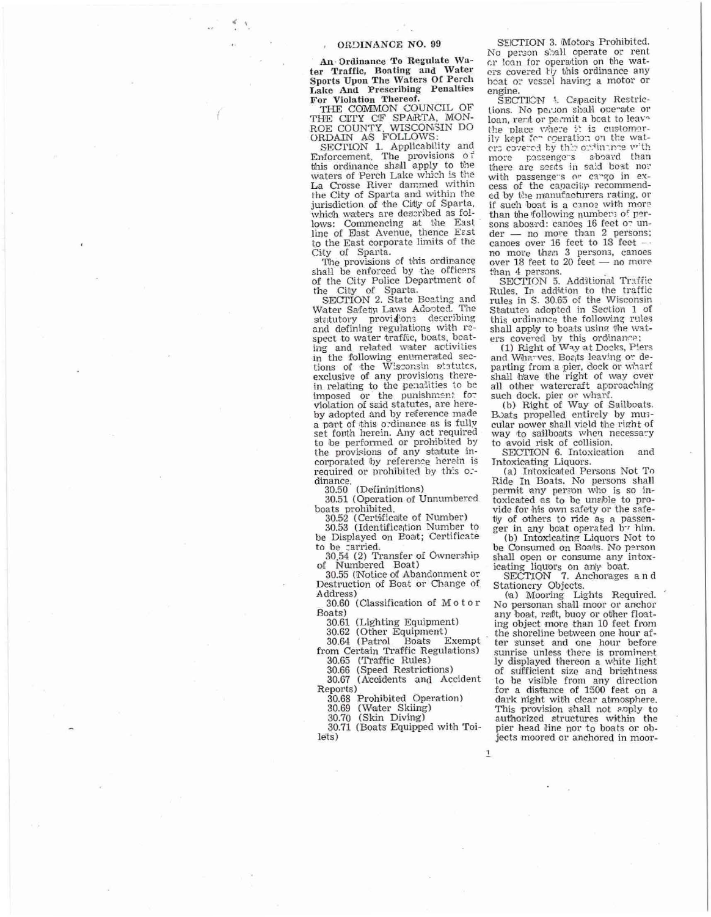# ORDINANCE NO. 99

**An Ordinance To Regulate Water Traffic, Boating and Water Sports Upon The Waters Of Perch Lake And Prescribing Penalties For Violation Thereof.**

THE COMMON COUNCIL OF THE CITY OF SPARTA, MONROE COUNTY, WISCONSIN DO ORDAIN AS FOLLOWS:

SECTION 1. Applicability and Enforcement. The provisions of this ordinance shall apply to the waters of Perch Lake which is the La Crosse River dammed within the City of Sparta and within the jurisdiction of the City of Sparta, which waters are described as follows: Commencing at the East line of East Avenue, thence East to the East corporate limits of the City of Sparta.

The provisions of this ordinance shall be enforced by the officers of the City Police Department of the City of Sparta.

SECTION 2. State Boating and Water Safety Laws Adopted. The statutory provisions describing and defining regulations with respect to water traffic, boats, boating and related water activities in the following enumerated sections of the Wisconsin statutes, exclusive of any provisions therein relating to the penalties to be imposed or the punishment for violation of said statutes, are hereby adopted and by reference made a part of this ordinance as is fully set forth herein. Any act required to be performed or prohibited by the provisions of any statute incorporated by reference herein is required or prohibited by this ordinance.

30.50 (Defininitions)

30.51 (Operation of Unnumbered boats prohibited.

30.52 (Certificate of Number)

30.53 (Identification Number to be Displayed on Boat; Certificate to be carried.

30.54 (2) Transfer of Ownership of Numbered Boat)

30.55 (Notice of Abandonment or Destruction of Boat or Change of Address)

30.60 (Classification of Motor Boats)

30.61 (Lighting Equipment)

30.62 (Other Equipment)

30.64 (Patrol Boats Exempt from Certain Traffic Regulations)

30.65 (Traffic Rules)

30.66 (Speed Restrictions)

30.67 (Accidents and Accident Reports)

30.68 Prohibited Operation)

30.69 (Water Skiing)

30.70 (Skin Diving)

30.71 (Boats Equipped with Toilets)

SECTION 3. Motors Prohibited. No person shall operate or rent or loan for operation on the waters covered by this ordinance any boat or vessel having a motor or engine.

SECTION 4. Capacity Restrictions. No person shall operate or loan, rent or permit a boat to leave the place where it is customarily kept for operation on the waters covered by this ordinance with more passengers aboard than there are seats in said boat nor with passengers or cargo in excess of the capacity recommended by the manufacturers rating, or if such boat is a canoe with more than the following numbers of persons aboard: canoes 16 feet or under — no more than 2 persons; canoes over 16 feet to 18 feet — no more than 3 persons, canoes over 18 feet to 20 feet — no more than 4 persons.

SECTION 5. Additional Traffic Rules. In addition to the traffic rules in S. 30.65 of the Wisconsin Statutes adopted in Section 1 of this ordinance the following rules shall apply to boats using the waters covered by this ordinance;

(1) Right of Way at Docks, Piers and Wharves. Boats leaving or departing from a pier, dock or wharf shall have the right of way over all other watercraft approaching such dock, pier or wharf.

(b) Right of Way of Sailboats. Boats propelled entirely by muscular power shall yield the right of way to sailboats when necessary to avoid risk of collision.

SECTION 6. Intoxication and Intoxicating Liquors.

(a) Intoxicated Persons Not To Ride In Boats. No persons shall permit any person who is so intoxicated as to be unable to provide for his own safety or the safety of others to ride as a passenger in any boat operated by him.

(b) Intoxicating Liquors Not to be Consumed on Boats. No person shall open or consume any intoxicating liquors on any boat.

SECTION 7. Anchorages and Stationery Objects.

(a) Mooring Lights Required. No personan shall moor or anchor any boat, raft, buoy or other floating object more than 10 feet from the shoreline between one hour after sunset and one hour before sunrise unless there is prominently displayed thereon a white light of sufficient size and brightness to be visible from any direction for a distance of 1500 feet on a dark night with clear atmosphere. This provision shall not apply to authorized structures within the pier head line nor to boats or objects moored or anchored in moor-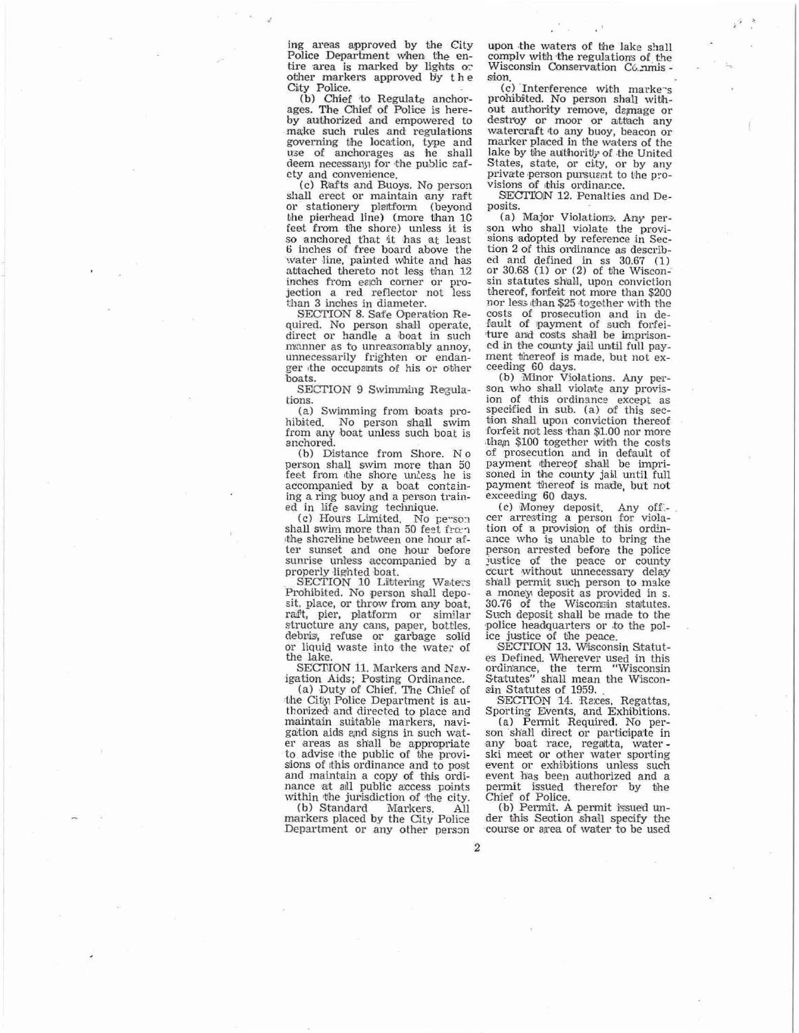ing areas approved by the City Police Department when the entire area is marked by lights or other markers approved by the City Police.

(b) Chief to Regulate anchorages. The Chief of Police is hereby authorized and empowered to make such rules and regulations governing the location, type and use of anchorages as he shall deem necessary for the public safety and convenience.

(c) Rafts and Buoys. No person shall erect or maintain any raft or stationery platform (beyond the pierhead line) (more than 10 feet from the shore) unless it is so anchored that it has at least 6 inches of free board above the water line, painted white and has attached thereto not less than 12 inches from each corner or projection a red reflector not less than 3 inches in diameter.

SECTION 8. Safe Operation Required. No person shall operate, direct or handle a boat in such manner as to unreasonably annoy, unnecessarily frighten or endanger the occupants of his or other boats.

SECTION 9 Swimming Regulations.

(a) Swimming from boats prohibited. No person shall swim from any boat unless such boat is anchored.

(b) Distance from Shore. No person shall swim more than 50 feet from the shore unless he is accompanied by a boat containing a ring buoy and a person trained in life saving technique.

(c) Hours Limited. No person shall swim more than 50 feet from the shoreline between one hour after sunset and one hour before sunrise unless accompanied by a properly lighted boat.

SECTION 10 Littering Waters Prohibited. No person shall deposit, place, or throw from any boat, raft, pier, platform or similar structure any cans, paper, bottles, debris, refuse or garbage solid or liquid waste into the water of the lake.

SECTION 11. Markers and Navigation Aids; Posting Ordinance.

(a) Duty of Chief. The Chief of the City Police Department is authorized and directed to place and maintain suitable markers, navigation aids and signs in such water areas as shall be appropriate to advise the public of the provisions of this ordinance and to post and maintain a copy of this ordinance at all public access points within the jurisdiction of the city.

(b) Standard Markers. All markers placed by the City Police Department or any other person upon the waters of the lake shall comply with the regulations of the Wisconsin Conservation Commission.

(c) Interference with markers prohibited. No person shall without authority remove, damage or destroy or moor or attach any watercraft to any buoy, beacon or marker placed in the waters of the lake by the authority of the United States, state, or city, or by any private person pursuant to the provisions of this ordinance.

SECTION 12. Penalties and Deposits.

(a) Major Violations. Any person who shall violate the provisions adopted by reference in Section 2 of this ordinance as described and defined in ss 30.67 (1) or 30.68 (1) or (2) of the Wisconsin statutes shall, upon conviction thereof, forfeit not more than $200 nor less than $25 together with the costs of prosecution and in default of payment of such forfeiture and costs shall be imprisoned in the county jail until full payment thereof is made, but not exceeding 60 days.

(b) Minor Violations. Any person who shall violate any provision of this ordinance except as specified in sub. (a) of this section shall upon conviction thereof forfeit not less than $1.00 nor more than $100 together with the costs of prosecution and in default of payment thereof shall be imprisoned in the county jail until full payment thereof is made, but not exceeding 60 days.

(c) Money deposit. Any officer arresting a person for violation of a provision of this ordinance who is unable to bring the person arrested before the police justice of the peace or county court without unnecessary delay shall permit such person to make a money deposit as provided in s. 30.76 of the Wisconsin statutes. Such deposit shall be made to the police headquarters or to the police justice of the peace.

SECTION 13. Wisconsin Statutes Defined. Wherever used in this ordinance, the term "Wisconsin Statutes" shall mean the Wisconsin Statutes of 1959.

SECTION 14. Races, Regattas, Sporting Events, and Exhibitions.

(a) Permit Required. No person shall direct or participate in any boat race, regatta, water-ski meet or other water sporting event or exhibitions unless such event has been authorized and a permit issued therefor by the Chief of Police.

(b) Permit. A permit issued under this Section shall specify the course or area of water to be used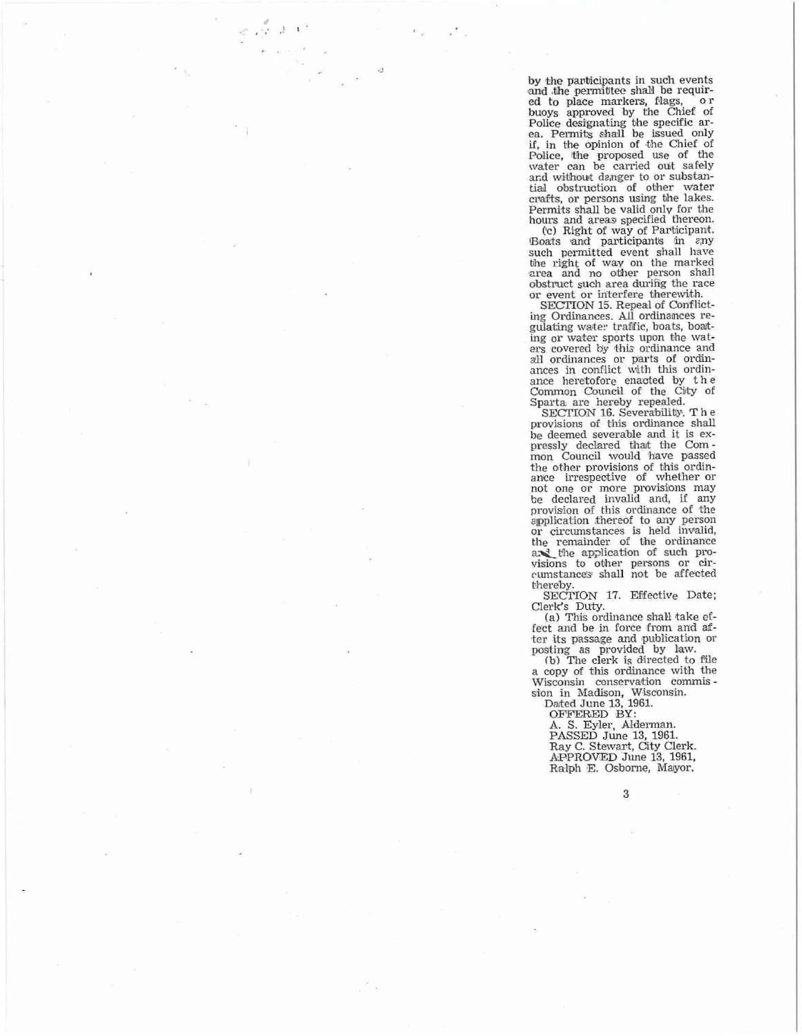by the participants in such events and the permittee shall be required to place markers, flags, or buoys approved by the Chief of Police designating the specific area. Permits shall be issued only if, in the opinion of the Chief of Police, the proposed use of the water can be carried out safely and without danger to or substantial obstruction of other water crafts, or persons using the lakes. Permits shall be valid only for the hours and areas specified thereon.

(c) Right of way of Participant. Boats and participants in any such permitted event shall have the right of way on the marked area and no other person shall obstruct such area during the race or event or interfere therewith.

SECTION 15. Repeal of Conflicting Ordinances. All ordinances regulating water traffic, boats, boating or water sports upon the waters covered by this ordinance and all ordinances or parts of ordinances in conflict with this ordinance heretofore enacted by the Common Council of the City of Sparta are hereby repealed.

SECTION 16. Severability. The provisions of this ordinance shall be deemed severable and it is expressly declared that the Common Council would have passed the other provisions of this ordinance irrespective of whether or not one or more provisions may be declared invalid and, if any provision of this ordinance of the application thereof to any person or circumstances is held invalid, the remainder of the ordinance and the application of such provisions to other persons or circumstances shall not be affected thereby.

SECTION 17. Effective Date; Clerk's Duty.

(a) This ordinance shall take effect and be in force from and after its passage and publication or posting as provided by law.

(b) The clerk is directed to file a copy of this ordinance with the Wisconsin conservation commission in Madison, Wisconsin.

Dated June 13, 1961.
OFFERED BY:
A. S. Eyler, Alderman.
PASSED June 13, 1961.
Ray C. Stewart, City Clerk.
APPROVED June 13, 1961,
Ralph E. Osborne, Mayor.